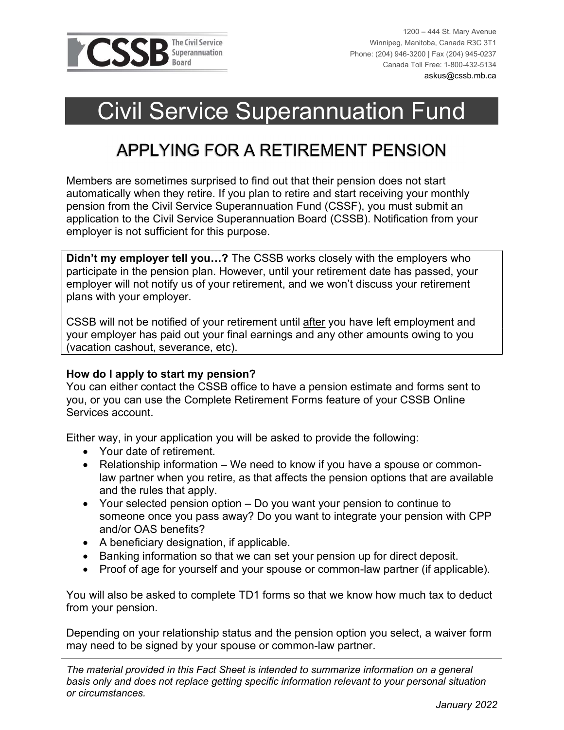CSSB The Civil Service Superannuation Board

1200 – 444 St. Mary Avenue
Winnipeg, Manitoba, Canada R3C 3T1
Phone: (204) 946-3200 | Fax (204) 945-0237
Canada Toll Free: 1-800-432-5134
askus@cssb.mb.ca

# Civil Service Superannuation Fund

## APPLYING FOR A RETIREMENT PENSION

Members are sometimes surprised to find out that their pension does not start automatically when they retire. If you plan to retire and start receiving your monthly pension from the Civil Service Superannuation Fund (CSSF), you must submit an application to the Civil Service Superannuation Board (CSSB). Notification from your employer is not sufficient for this purpose.

**Didn't my employer tell you…?** The CSSB works closely with the employers who participate in the pension plan. However, until your retirement date has passed, your employer will not notify us of your retirement, and we won't discuss your retirement plans with your employer.

CSSB will not be notified of your retirement until <u>after</u> you have left employment and your employer has paid out your final earnings and any other amounts owing to you (vacation cashout, severance, etc).

**How do I apply to start my pension?**
You can either contact the CSSB office to have a pension estimate and forms sent to you, or you can use the Complete Retirement Forms feature of your CSSB Online Services account.

Either way, in your application you will be asked to provide the following:

- Your date of retirement.
- Relationship information – We need to know if you have a spouse or common-law partner when you retire, as that affects the pension options that are available and the rules that apply.
- Your selected pension option – Do you want your pension to continue to someone once you pass away? Do you want to integrate your pension with CPP and/or OAS benefits?
- A beneficiary designation, if applicable.
- Banking information so that we can set your pension up for direct deposit.
- Proof of age for yourself and your spouse or common-law partner (if applicable).

You will also be asked to complete TD1 forms so that we know how much tax to deduct from your pension.

Depending on your relationship status and the pension option you select, a waiver form may need to be signed by your spouse or common-law partner.

*The material provided in this Fact Sheet is intended to summarize information on a general basis only and does not replace getting specific information relevant to your personal situation or circumstances.*

*January 2022*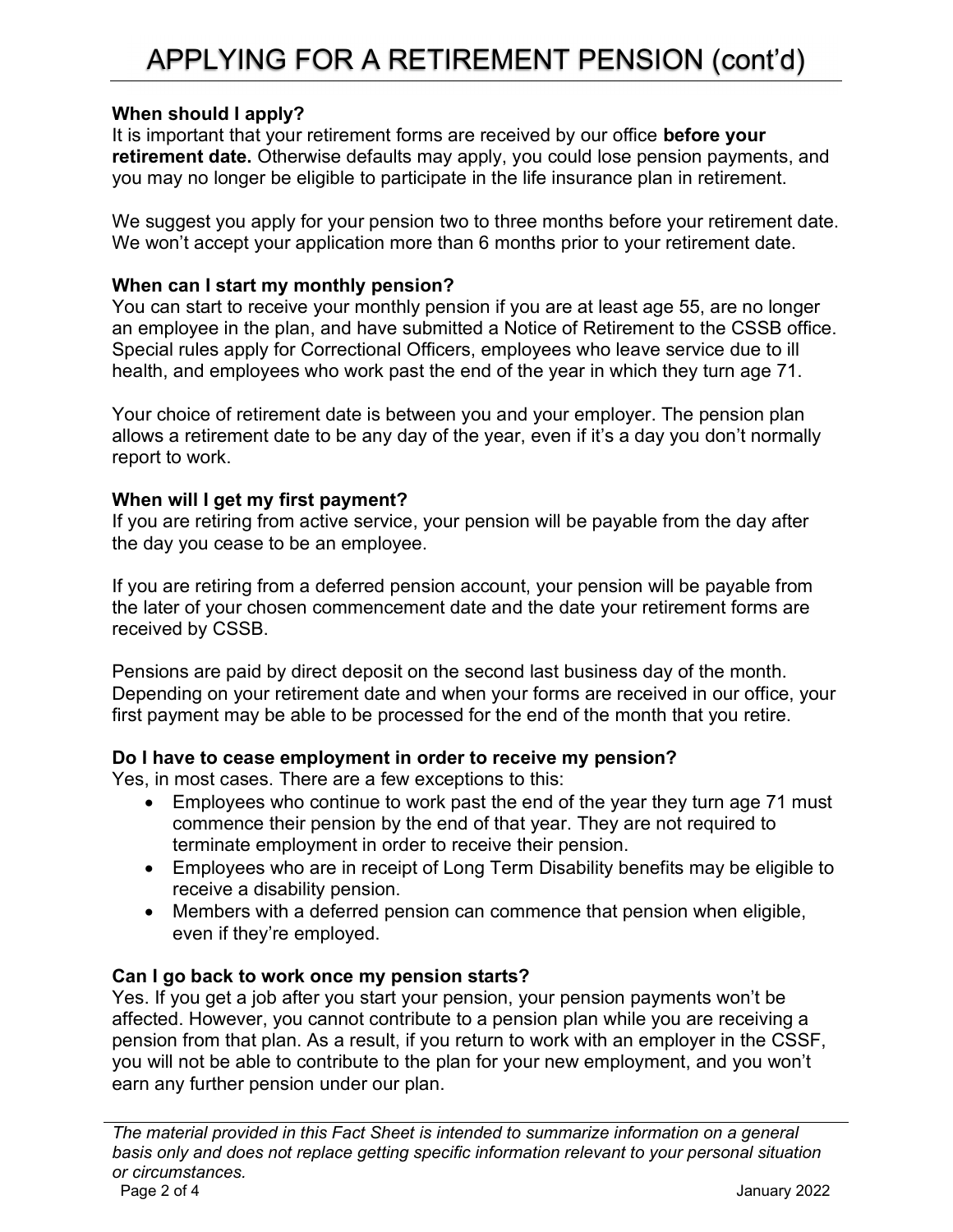# APPLYING FOR A RETIREMENT PENSION (cont'd)

**When should I apply?**
It is important that your retirement forms are received by our office **before your retirement date.** Otherwise defaults may apply, you could lose pension payments, and you may no longer be eligible to participate in the life insurance plan in retirement.

We suggest you apply for your pension two to three months before your retirement date. We won't accept your application more than 6 months prior to your retirement date.

**When can I start my monthly pension?**
You can start to receive your monthly pension if you are at least age 55, are no longer an employee in the plan, and have submitted a Notice of Retirement to the CSSB office. Special rules apply for Correctional Officers, employees who leave service due to ill health, and employees who work past the end of the year in which they turn age 71.

Your choice of retirement date is between you and your employer. The pension plan allows a retirement date to be any day of the year, even if it's a day you don't normally report to work.

**When will I get my first payment?**
If you are retiring from active service, your pension will be payable from the day after the day you cease to be an employee.

If you are retiring from a deferred pension account, your pension will be payable from the later of your chosen commencement date and the date your retirement forms are received by CSSB.

Pensions are paid by direct deposit on the second last business day of the month. Depending on your retirement date and when your forms are received in our office, your first payment may be able to be processed for the end of the month that you retire.

**Do I have to cease employment in order to receive my pension?**
Yes, in most cases. There are a few exceptions to this:

- Employees who continue to work past the end of the year they turn age 71 must commence their pension by the end of that year. They are not required to terminate employment in order to receive their pension.
- Employees who are in receipt of Long Term Disability benefits may be eligible to receive a disability pension.
- Members with a deferred pension can commence that pension when eligible, even if they're employed.

**Can I go back to work once my pension starts?**
Yes. If you get a job after you start your pension, your pension payments won't be affected. However, you cannot contribute to a pension plan while you are receiving a pension from that plan. As a result, if you return to work with an employer in the CSSF, you will not be able to contribute to the plan for your new employment, and you won't earn any further pension under our plan.

*The material provided in this Fact Sheet is intended to summarize information on a general basis only and does not replace getting specific information relevant to your personal situation or circumstances.*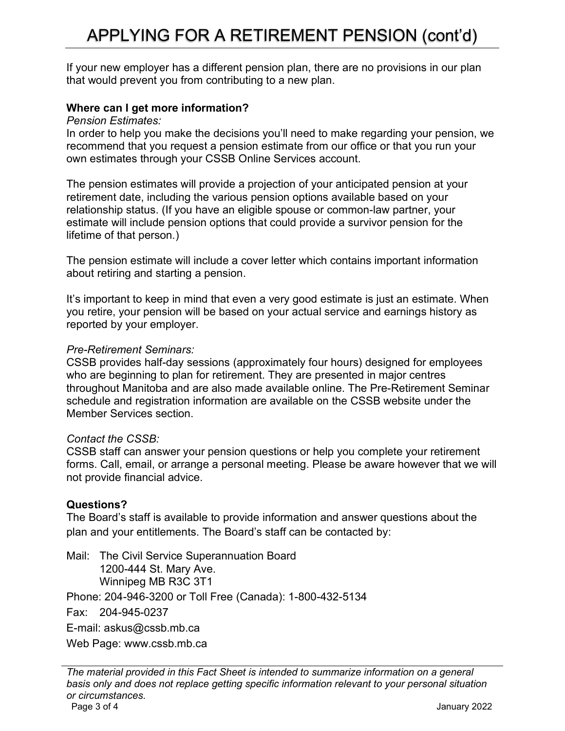# APPLYING FOR A RETIREMENT PENSION (cont'd)

If your new employer has a different pension plan, there are no provisions in our plan that would prevent you from contributing to a new plan.

**Where can I get more information?**

*Pension Estimates:*

In order to help you make the decisions you'll need to make regarding your pension, we recommend that you request a pension estimate from our office or that you run your own estimates through your CSSB Online Services account.

The pension estimates will provide a projection of your anticipated pension at your retirement date, including the various pension options available based on your relationship status. (If you have an eligible spouse or common-law partner, your estimate will include pension options that could provide a survivor pension for the lifetime of that person.)

The pension estimate will include a cover letter which contains important information about retiring and starting a pension.

It's important to keep in mind that even a very good estimate is just an estimate. When you retire, your pension will be based on your actual service and earnings history as reported by your employer.

*Pre-Retirement Seminars:*

CSSB provides half-day sessions (approximately four hours) designed for employees who are beginning to plan for retirement. They are presented in major centres throughout Manitoba and are also made available online. The Pre-Retirement Seminar schedule and registration information are available on the CSSB website under the Member Services section.

*Contact the CSSB:*

CSSB staff can answer your pension questions or help you complete your retirement forms. Call, email, or arrange a personal meeting. Please be aware however that we will not provide financial advice.

**Questions?**

The Board's staff is available to provide information and answer questions about the plan and your entitlements. The Board's staff can be contacted by:

Mail: The Civil Service Superannuation Board
1200-444 St. Mary Ave.
Winnipeg MB R3C 3T1

Phone: 204-946-3200 or Toll Free (Canada): 1-800-432-5134

Fax: 204-945-0237

E-mail: askus@cssb.mb.ca

Web Page: www.cssb.mb.ca

*The material provided in this Fact Sheet is intended to summarize information on a general basis only and does not replace getting specific information relevant to your personal situation or circumstances.*

January 2022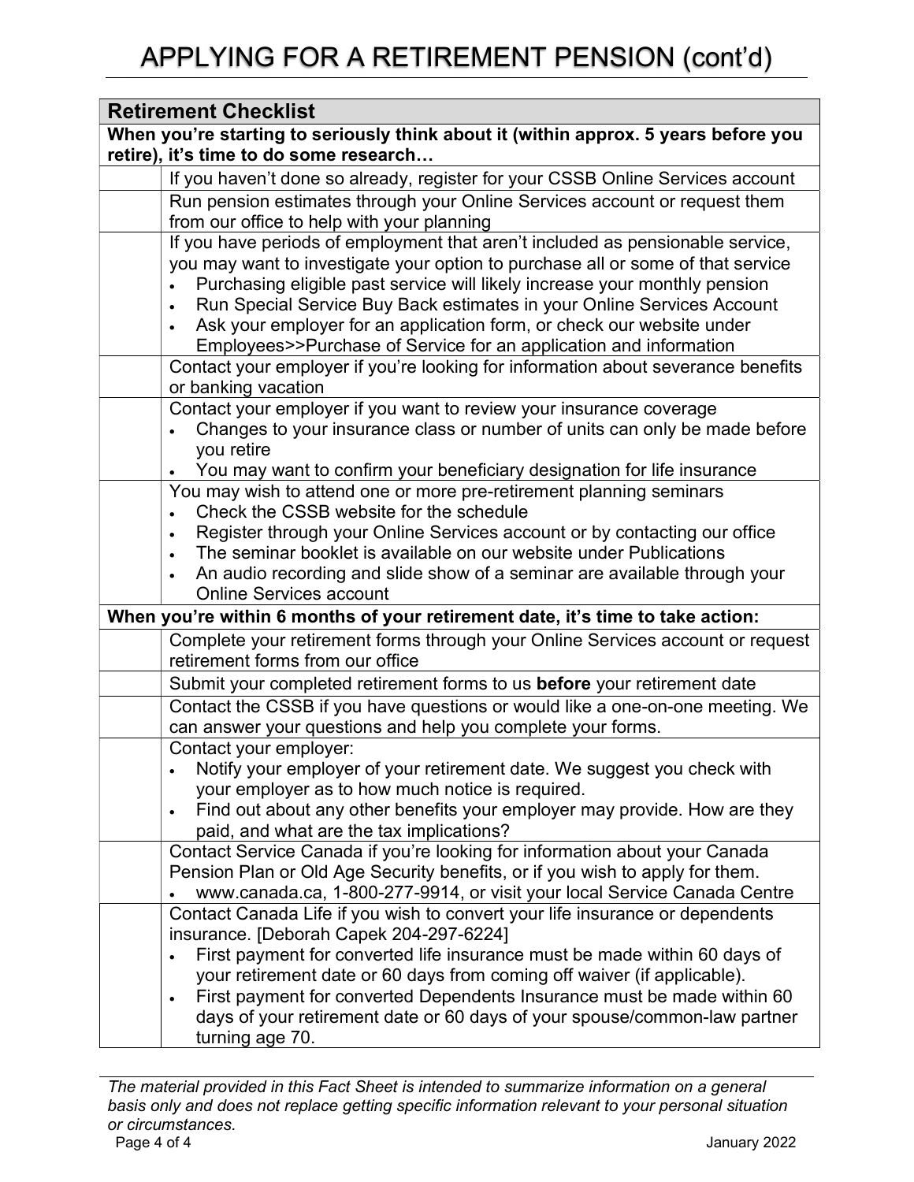# APPLYING FOR A RETIREMENT PENSION (cont'd)

| Retirement Checklist | |
|---|---|
| **When you're starting to seriously think about it (within approx. 5 years before you retire), it's time to do some research…** | |
| | If you haven't done so already, register for your CSSB Online Services account |
| | Run pension estimates through your Online Services account or request them from our office to help with your planning |
| | If you have periods of employment that aren't included as pensionable service, you may want to investigate your option to purchase all or some of that service<br>• Purchasing eligible past service will likely increase your monthly pension<br>• Run Special Service Buy Back estimates in your Online Services Account<br>• Ask your employer for an application form, or check our website under Employees>>Purchase of Service for an application and information |
| | Contact your employer if you're looking for information about severance benefits or banking vacation |
| | Contact your employer if you want to review your insurance coverage<br>• Changes to your insurance class or number of units can only be made before you retire<br>• You may want to confirm your beneficiary designation for life insurance |
| | You may wish to attend one or more pre-retirement planning seminars<br>• Check the CSSB website for the schedule<br>• Register through your Online Services account or by contacting our office<br>• The seminar booklet is available on our website under Publications<br>• An audio recording and slide show of a seminar are available through your Online Services account |
| **When you're within 6 months of your retirement date, it's time to take action:** | |
| | Complete your retirement forms through your Online Services account or request retirement forms from our office |
| | Submit your completed retirement forms to us **before** your retirement date |
| | Contact the CSSB if you have questions or would like a one-on-one meeting. We can answer your questions and help you complete your forms. |
| | Contact your employer:<br>• Notify your employer of your retirement date. We suggest you check with your employer as to how much notice is required.<br>• Find out about any other benefits your employer may provide. How are they paid, and what are the tax implications? |
| | Contact Service Canada if you're looking for information about your Canada Pension Plan or Old Age Security benefits, or if you wish to apply for them.<br>• www.canada.ca, 1-800-277-9914, or visit your local Service Canada Centre |
| | Contact Canada Life if you wish to convert your life insurance or dependents insurance. [Deborah Capek 204-297-6224]<br>• First payment for converted life insurance must be made within 60 days of your retirement date or 60 days from coming off waiver (if applicable).<br>• First payment for converted Dependents Insurance must be made within 60 days of your retirement date or 60 days of your spouse/common-law partner turning age 70. |

*The material provided in this Fact Sheet is intended to summarize information on a general basis only and does not replace getting specific information relevant to your personal situation or circumstances.*

January 2022